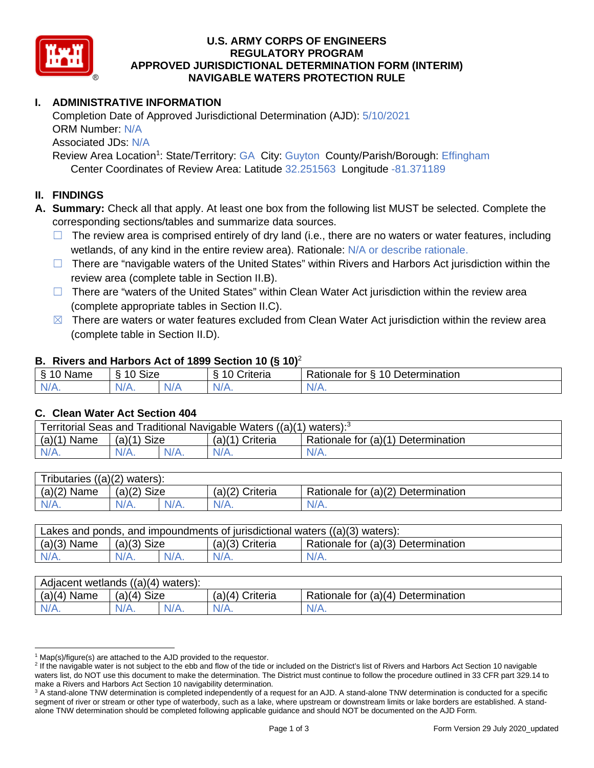# U.S. ARMY CORPS OF ENGINEERS
# REGULATORY PROGRAM
# APPROVED JURISDICTIONAL DETERMINATION FORM (INTERIM)
# NAVIGABLE WATERS PROTECTION RULE

## I. ADMINISTRATIVE INFORMATION

Completion Date of Approved Jurisdictional Determination (AJD): 5/10/2021
ORM Number: N/A
Associated JDs: N/A
Review Area Location[1]: State/Territory: GA City: Guyton County/Parish/Borough: Effingham
Center Coordinates of Review Area: Latitude 32.251563 Longitude -81.371189

## II. FINDINGS

**A. Summary:** Check all that apply. At least one box from the following list MUST be selected. Complete the corresponding sections/tables and summarize data sources.

- ☐ The review area is comprised entirely of dry land (i.e., there are no waters or water features, including wetlands, of any kind in the entire review area). Rationale: N/A or describe rationale.
- ☐ There are "navigable waters of the United States" within Rivers and Harbors Act jurisdiction within the review area (complete table in Section II.B).
- ☐ There are "waters of the United States" within Clean Water Act jurisdiction within the review area (complete appropriate tables in Section II.C).
- ☒ There are waters or water features excluded from Clean Water Act jurisdiction within the review area (complete table in Section II.D).

### B. Rivers and Harbors Act of 1899 Section 10 (§ 10)[2]

| § 10 Name | § 10 Size | | § 10 Criteria | Rationale for § 10 Determination |
|---|---|---|---|---|
| N/A. | N/A. | N/A | N/A. | N/A. |

### C. Clean Water Act Section 404

| Territorial Seas and Traditional Navigable Waters ((a)(1) waters):[3] | | | | |
|---|---|---|---|---|
| (a)(1) Name | (a)(1) Size | | (a)(1) Criteria | Rationale for (a)(1) Determination |
| N/A. | N/A. | N/A. | N/A. | N/A. |

| Tributaries ((a)(2) waters): | | | | |
|---|---|---|---|---|
| (a)(2) Name | (a)(2) Size | | (a)(2) Criteria | Rationale for (a)(2) Determination |
| N/A. | N/A. | N/A. | N/A. | N/A. |

| Lakes and ponds, and impoundments of jurisdictional waters ((a)(3) waters): | | | | |
|---|---|---|---|---|
| (a)(3) Name | (a)(3) Size | | (a)(3) Criteria | Rationale for (a)(3) Determination |
| N/A. | N/A. | N/A. | N/A. | N/A. |

| Adjacent wetlands ((a)(4) waters): | | | | |
|---|---|---|---|---|
| (a)(4) Name | (a)(4) Size | | (a)(4) Criteria | Rationale for (a)(4) Determination |
| N/A. | N/A. | N/A. | N/A. | N/A. |

---

[1] Map(s)/figure(s) are attached to the AJD provided to the requestor.

[2] If the navigable water is not subject to the ebb and flow of the tide or included on the District's list of Rivers and Harbors Act Section 10 navigable waters list, do NOT use this document to make the determination. The District must continue to follow the procedure outlined in 33 CFR part 329.14 to make a Rivers and Harbors Act Section 10 navigability determination.

[3] A stand-alone TNW determination is completed independently of a request for an AJD. A stand-alone TNW determination is conducted for a specific segment of river or stream or other type of waterbody, such as a lake, where upstream or downstream limits or lake borders are established. A stand-alone TNW determination should be completed following applicable guidance and should NOT be documented on the AJD Form.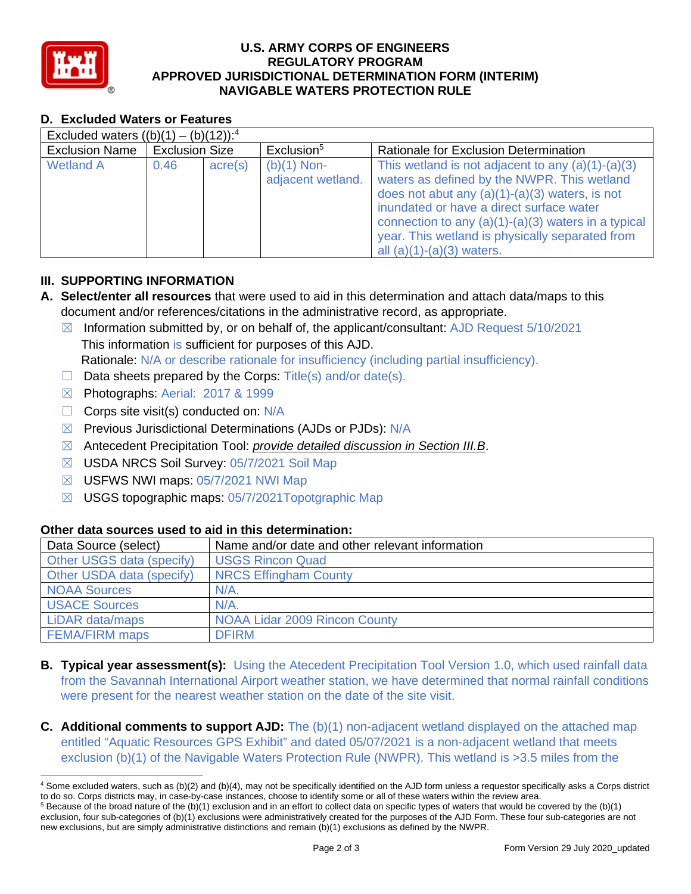## D. Excluded Waters or Features

| Excluded waters ((b)(1) – (b)(12)):[4] | | | | |
|---|---|---|---|---|
| Exclusion Name | Exclusion Size | | Exclusion[5] | Rationale for Exclusion Determination |
| Wetland A | 0.46 | acre(s) | (b)(1) Non-adjacent wetland. | This wetland is not adjacent to any (a)(1)-(a)(3) waters as defined by the NWPR. This wetland does not abut any (a)(1)-(a)(3) waters, is not inundated or have a direct surface water connection to any (a)(1)-(a)(3) waters in a typical year. This wetland is physically separated from all (a)(1)-(a)(3) waters. |

## III. SUPPORTING INFORMATION

**A. Select/enter all resources** that were used to aid in this determination and attach data/maps to this document and/or references/citations in the administrative record, as appropriate.

- ☒ Information submitted by, or on behalf of, the applicant/consultant: AJD Request 5/10/2021
  This information is sufficient for purposes of this AJD.
  Rationale: N/A or describe rationale for insufficiency (including partial insufficiency).
- ☐ Data sheets prepared by the Corps: Title(s) and/or date(s).
- ☒ Photographs: Aerial: 2017 & 1999
- ☐ Corps site visit(s) conducted on: N/A
- ☒ Previous Jurisdictional Determinations (AJDs or PJDs): N/A
- ☒ Antecedent Precipitation Tool: *provide detailed discussion in Section III.B*.
- ☒ USDA NRCS Soil Survey: 05/7/2021 Soil Map
- ☒ USFWS NWI maps: 05/7/2021 NWI Map
- ☒ USGS topographic maps: 05/7/2021Topotgraphic Map

**Other data sources used to aid in this determination:**

| Data Source (select) | Name and/or date and other relevant information |
|---|---|
| Other USGS data (specify) | USGS Rincon Quad |
| Other USDA data (specify) | NRCS Effingham County |
| NOAA Sources | N/A. |
| USACE Sources | N/A. |
| LiDAR data/maps | NOAA Lidar 2009 Rincon County |
| FEMA/FIRM maps | DFIRM |

**B. Typical year assessment(s):** Using the Atecedent Precipitation Tool Version 1.0, which used rainfall data from the Savannah International Airport weather station, we have determined that normal rainfall conditions were present for the nearest weather station on the date of the site visit.

**C. Additional comments to support AJD:** The (b)(1) non-adjacent wetland displayed on the attached map entitled "Aquatic Resources GPS Exhibit" and dated 05/07/2021 is a non-adjacent wetland that meets exclusion (b)(1) of the Navigable Waters Protection Rule (NWPR). This wetland is >3.5 miles from the

---

[4] Some excluded waters, such as (b)(2) and (b)(4), may not be specifically identified on the AJD form unless a requestor specifically asks a Corps district to do so. Corps districts may, in case-by-case instances, choose to identify some or all of these waters within the review area.

[5] Because of the broad nature of the (b)(1) exclusion and in an effort to collect data on specific types of waters that would be covered by the (b)(1) exclusion, four sub-categories of (b)(1) exclusions were administratively created for the purposes of the AJD Form. These four sub-categories are not new exclusions, but are simply administrative distinctions and remain (b)(1) exclusions as defined by the NWPR.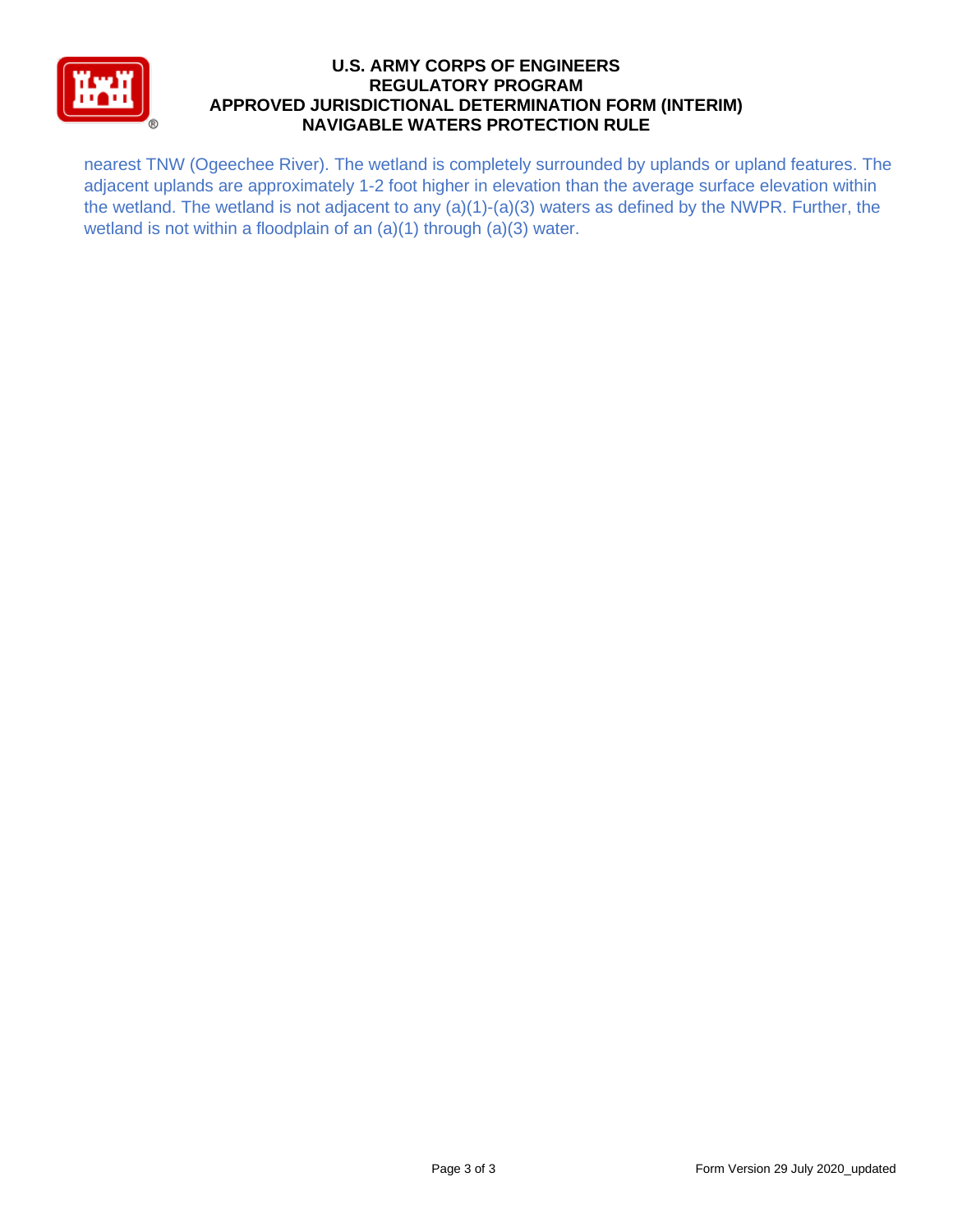nearest TNW (Ogeechee River). The wetland is completely surrounded by uplands or upland features. The adjacent uplands are approximately 1-2 foot higher in elevation than the average surface elevation within the wetland. The wetland is not adjacent to any (a)(1)-(a)(3) waters as defined by the NWPR. Further, the wetland is not within a floodplain of an (a)(1) through (a)(3) water.